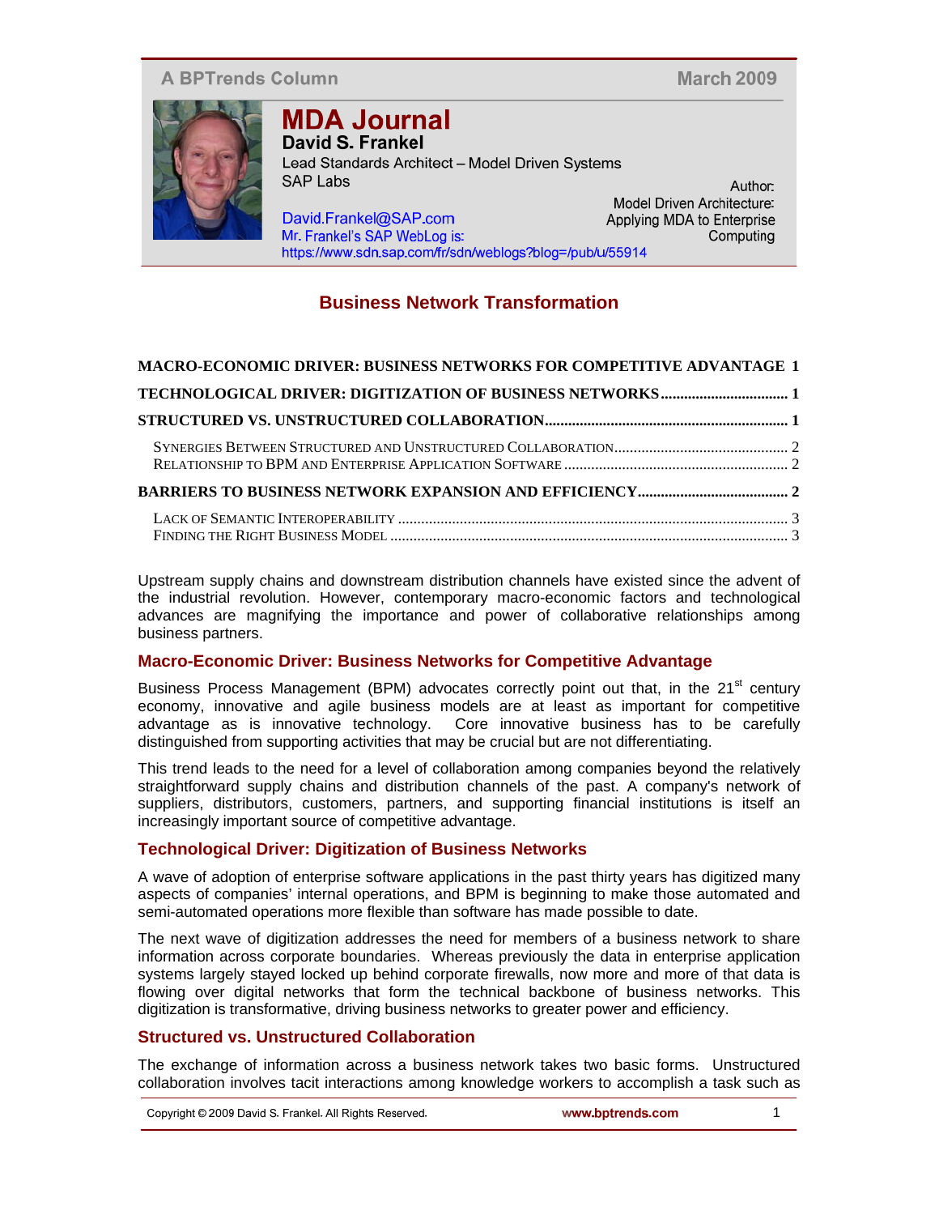A BPTrends Column

March 2009

# MDA Journal

**David S. Frankel**
Lead Standards Architect – Model Driven Systems
SAP Labs

David.Frankel@SAP.com
Mr. Frankel's SAP WebLog is:
https://www.sdn.sap.com/fr/sdn/weblogs?blog=/pub/u/55914

Author:
Model Driven Architecture:
Applying MDA to Enterprise Computing

## Business Network Transformation

**MACRO-ECONOMIC DRIVER: BUSINESS NETWORKS FOR COMPETITIVE ADVANTAGE** 1

**TECHNOLOGICAL DRIVER: DIGITIZATION OF BUSINESS NETWORKS** 1

**STRUCTURED VS. UNSTRUCTURED COLLABORATION** 1

- SYNERGIES BETWEEN STRUCTURED AND UNSTRUCTURED COLLABORATION 2
- RELATIONSHIP TO BPM AND ENTERPRISE APPLICATION SOFTWARE 2

**BARRIERS TO BUSINESS NETWORK EXPANSION AND EFFICIENCY** 2

- LACK OF SEMANTIC INTEROPERABILITY 3
- FINDING THE RIGHT BUSINESS MODEL 3

Upstream supply chains and downstream distribution channels have existed since the advent of the industrial revolution. However, contemporary macro-economic factors and technological advances are magnifying the importance and power of collaborative relationships among business partners.

### Macro-Economic Driver: Business Networks for Competitive Advantage

Business Process Management (BPM) advocates correctly point out that, in the 21st century economy, innovative and agile business models are at least as important for competitive advantage as is innovative technology. Core innovative business has to be carefully distinguished from supporting activities that may be crucial but are not differentiating.

This trend leads to the need for a level of collaboration among companies beyond the relatively straightforward supply chains and distribution channels of the past. A company's network of suppliers, distributors, customers, partners, and supporting financial institutions is itself an increasingly important source of competitive advantage.

### Technological Driver: Digitization of Business Networks

A wave of adoption of enterprise software applications in the past thirty years has digitized many aspects of companies' internal operations, and BPM is beginning to make those automated and semi-automated operations more flexible than software has made possible to date.

The next wave of digitization addresses the need for members of a business network to share information across corporate boundaries. Whereas previously the data in enterprise application systems largely stayed locked up behind corporate firewalls, now more and more of that data is flowing over digital networks that form the technical backbone of business networks. This digitization is transformative, driving business networks to greater power and efficiency.

### Structured vs. Unstructured Collaboration

The exchange of information across a business network takes two basic forms. Unstructured collaboration involves tacit interactions among knowledge workers to accomplish a task such as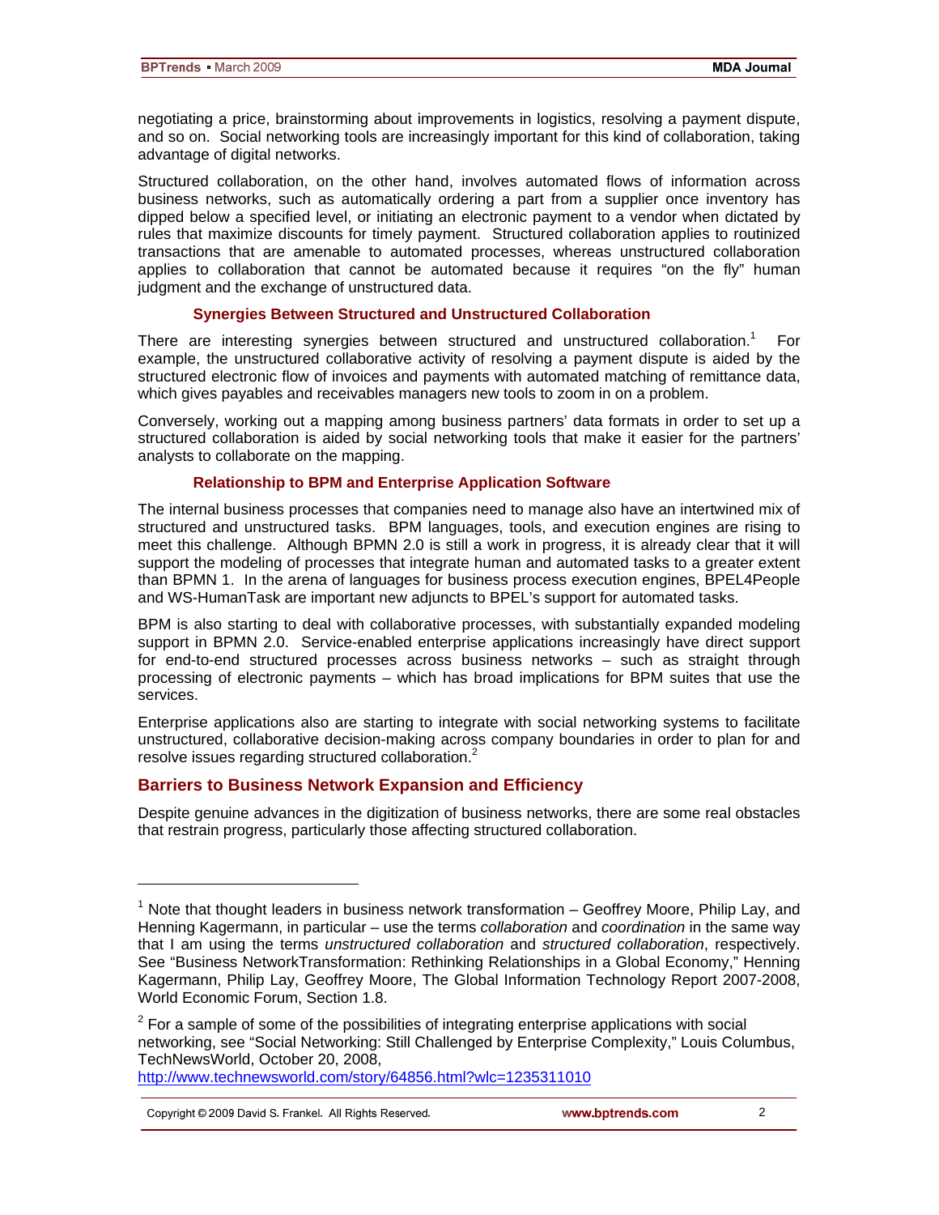negotiating a price, brainstorming about improvements in logistics, resolving a payment dispute, and so on. Social networking tools are increasingly important for this kind of collaboration, taking advantage of digital networks.

Structured collaboration, on the other hand, involves automated flows of information across business networks, such as automatically ordering a part from a supplier once inventory has dipped below a specified level, or initiating an electronic payment to a vendor when dictated by rules that maximize discounts for timely payment. Structured collaboration applies to routinized transactions that are amenable to automated processes, whereas unstructured collaboration applies to collaboration that cannot be automated because it requires "on the fly" human judgment and the exchange of unstructured data.

### Synergies Between Structured and Unstructured Collaboration

There are interesting synergies between structured and unstructured collaboration.[1] For example, the unstructured collaborative activity of resolving a payment dispute is aided by the structured electronic flow of invoices and payments with automated matching of remittance data, which gives payables and receivables managers new tools to zoom in on a problem.

Conversely, working out a mapping among business partners' data formats in order to set up a structured collaboration is aided by social networking tools that make it easier for the partners' analysts to collaborate on the mapping.

### Relationship to BPM and Enterprise Application Software

The internal business processes that companies need to manage also have an intertwined mix of structured and unstructured tasks. BPM languages, tools, and execution engines are rising to meet this challenge. Although BPMN 2.0 is still a work in progress, it is already clear that it will support the modeling of processes that integrate human and automated tasks to a greater extent than BPMN 1. In the arena of languages for business process execution engines, BPEL4People and WS-HumanTask are important new adjuncts to BPEL's support for automated tasks.

BPM is also starting to deal with collaborative processes, with substantially expanded modeling support in BPMN 2.0. Service-enabled enterprise applications increasingly have direct support for end-to-end structured processes across business networks – such as straight through processing of electronic payments – which has broad implications for BPM suites that use the services.

Enterprise applications also are starting to integrate with social networking systems to facilitate unstructured, collaborative decision-making across company boundaries in order to plan for and resolve issues regarding structured collaboration.[2]

## Barriers to Business Network Expansion and Efficiency

Despite genuine advances in the digitization of business networks, there are some real obstacles that restrain progress, particularly those affecting structured collaboration.

---

[1] Note that thought leaders in business network transformation – Geoffrey Moore, Philip Lay, and Henning Kagermann, in particular – use the terms *collaboration* and *coordination* in the same way that I am using the terms *unstructured collaboration* and *structured collaboration*, respectively. See "Business NetworkTransformation: Rethinking Relationships in a Global Economy," Henning Kagermann, Philip Lay, Geoffrey Moore, The Global Information Technology Report 2007-2008, World Economic Forum, Section 1.8.

[2] For a sample of some of the possibilities of integrating enterprise applications with social networking, see "Social Networking: Still Challenged by Enterprise Complexity," Louis Columbus, TechNewsWorld, October 20, 2008, http://www.technewsworld.com/story/64856.html?wlc=1235311010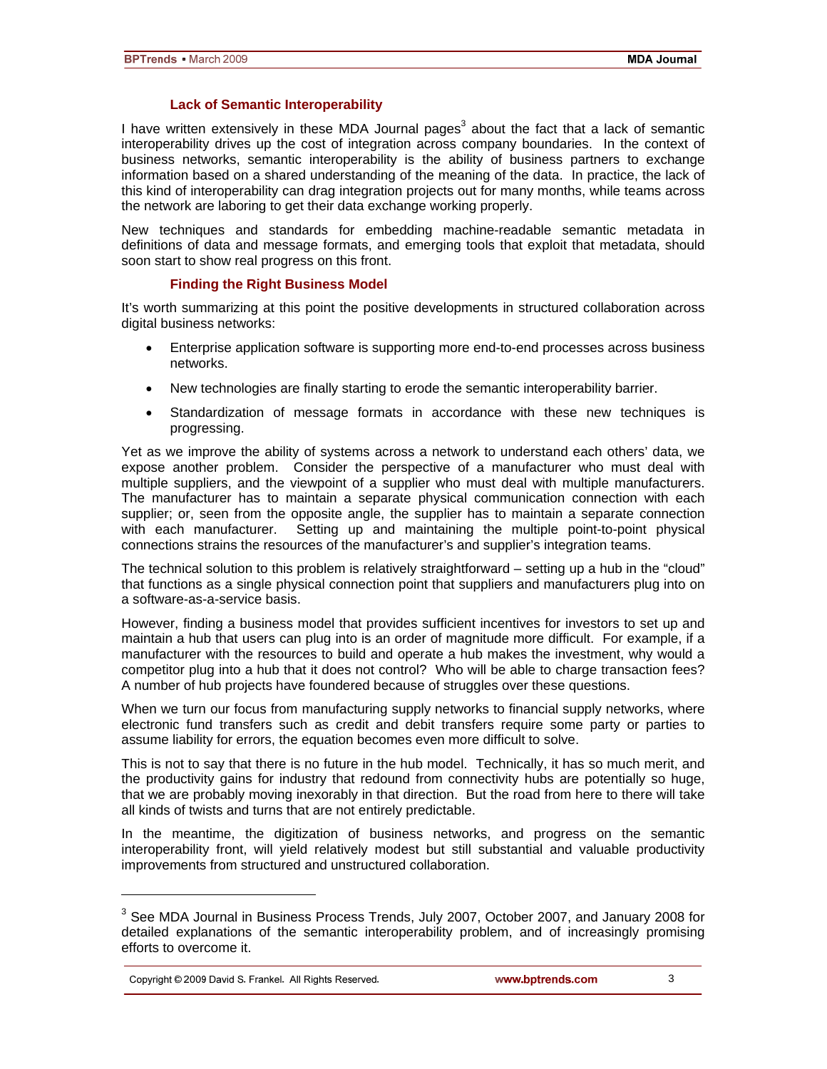### Lack of Semantic Interoperability

I have written extensively in these MDA Journal pages[3] about the fact that a lack of semantic interoperability drives up the cost of integration across company boundaries. In the context of business networks, semantic interoperability is the ability of business partners to exchange information based on a shared understanding of the meaning of the data. In practice, the lack of this kind of interoperability can drag integration projects out for many months, while teams across the network are laboring to get their data exchange working properly.

New techniques and standards for embedding machine-readable semantic metadata in definitions of data and message formats, and emerging tools that exploit that metadata, should soon start to show real progress on this front.

### Finding the Right Business Model

It's worth summarizing at this point the positive developments in structured collaboration across digital business networks:

- Enterprise application software is supporting more end-to-end processes across business networks.
- New technologies are finally starting to erode the semantic interoperability barrier.
- Standardization of message formats in accordance with these new techniques is progressing.

Yet as we improve the ability of systems across a network to understand each others' data, we expose another problem. Consider the perspective of a manufacturer who must deal with multiple suppliers, and the viewpoint of a supplier who must deal with multiple manufacturers. The manufacturer has to maintain a separate physical communication connection with each supplier; or, seen from the opposite angle, the supplier has to maintain a separate connection with each manufacturer. Setting up and maintaining the multiple point-to-point physical connections strains the resources of the manufacturer's and supplier's integration teams.

The technical solution to this problem is relatively straightforward – setting up a hub in the "cloud" that functions as a single physical connection point that suppliers and manufacturers plug into on a software-as-a-service basis.

However, finding a business model that provides sufficient incentives for investors to set up and maintain a hub that users can plug into is an order of magnitude more difficult. For example, if a manufacturer with the resources to build and operate a hub makes the investment, why would a competitor plug into a hub that it does not control? Who will be able to charge transaction fees? A number of hub projects have foundered because of struggles over these questions.

When we turn our focus from manufacturing supply networks to financial supply networks, where electronic fund transfers such as credit and debit transfers require some party or parties to assume liability for errors, the equation becomes even more difficult to solve.

This is not to say that there is no future in the hub model. Technically, it has so much merit, and the productivity gains for industry that redound from connectivity hubs are potentially so huge, that we are probably moving inexorably in that direction. But the road from here to there will take all kinds of twists and turns that are not entirely predictable.

In the meantime, the digitization of business networks, and progress on the semantic interoperability front, will yield relatively modest but still substantial and valuable productivity improvements from structured and unstructured collaboration.

---

[3] See MDA Journal in Business Process Trends, July 2007, October 2007, and January 2008 for detailed explanations of the semantic interoperability problem, and of increasingly promising efforts to overcome it.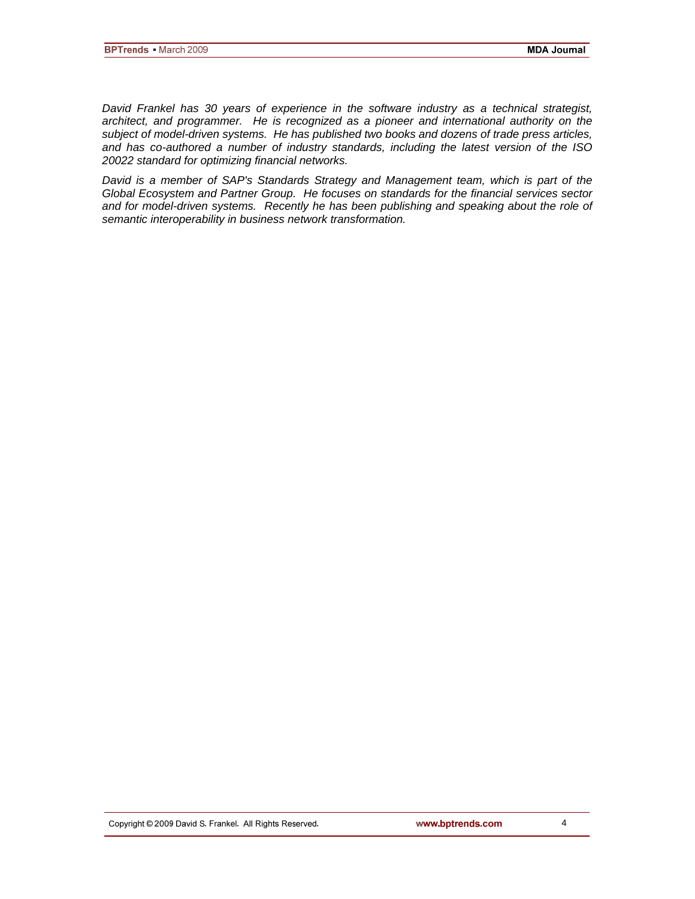*David Frankel has 30 years of experience in the software industry as a technical strategist, architect, and programmer. He is recognized as a pioneer and international authority on the subject of model-driven systems. He has published two books and dozens of trade press articles, and has co-authored a number of industry standards, including the latest version of the ISO 20022 standard for optimizing financial networks.*

*David is a member of SAP's Standards Strategy and Management team, which is part of the Global Ecosystem and Partner Group. He focuses on standards for the financial services sector and for model-driven systems. Recently he has been publishing and speaking about the role of semantic interoperability in business network transformation.*